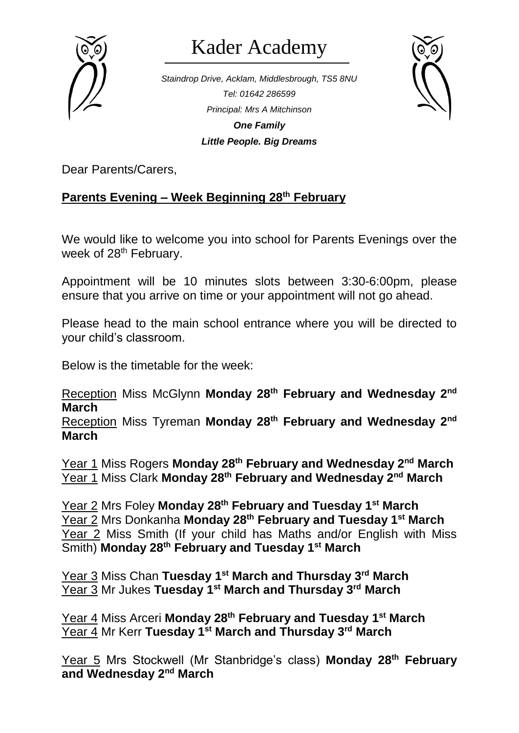# Kader Academy

*Staindrop Drive, Acklam, Middlesbrough, TS5 8NU*
*Tel: 01642 286599*
*Principal: Mrs A Mitchinson*

***One Family***
***Little People. Big Dreams***

Dear Parents/Carers,

## Parents Evening – Week Beginning 28th February

We would like to welcome you into school for Parents Evenings over the week of 28th February.

Appointment will be 10 minutes slots between 3:30-6:00pm, please ensure that you arrive on time or your appointment will not go ahead.

Please head to the main school entrance where you will be directed to your child's classroom.

Below is the timetable for the week:

Reception Miss McGlynn **Monday 28th February and Wednesday 2nd March**
Reception Miss Tyreman **Monday 28th February and Wednesday 2nd March**

Year 1 Miss Rogers **Monday 28th February and Wednesday 2nd March**
Year 1 Miss Clark **Monday 28th February and Wednesday 2nd March**

Year 2 Mrs Foley **Monday 28th February and Tuesday 1st March**
Year 2 Mrs Donkanha **Monday 28th February and Tuesday 1st March**
Year 2 Miss Smith (If your child has Maths and/or English with Miss Smith) **Monday 28th February and Tuesday 1st March**

Year 3 Miss Chan **Tuesday 1st March and Thursday 3rd March**
Year 3 Mr Jukes **Tuesday 1st March and Thursday 3rd March**

Year 4 Miss Arceri **Monday 28th February and Tuesday 1st March**
Year 4 Mr Kerr **Tuesday 1st March and Thursday 3rd March**

Year 5 Mrs Stockwell (Mr Stanbridge's class) **Monday 28th February and Wednesday 2nd March**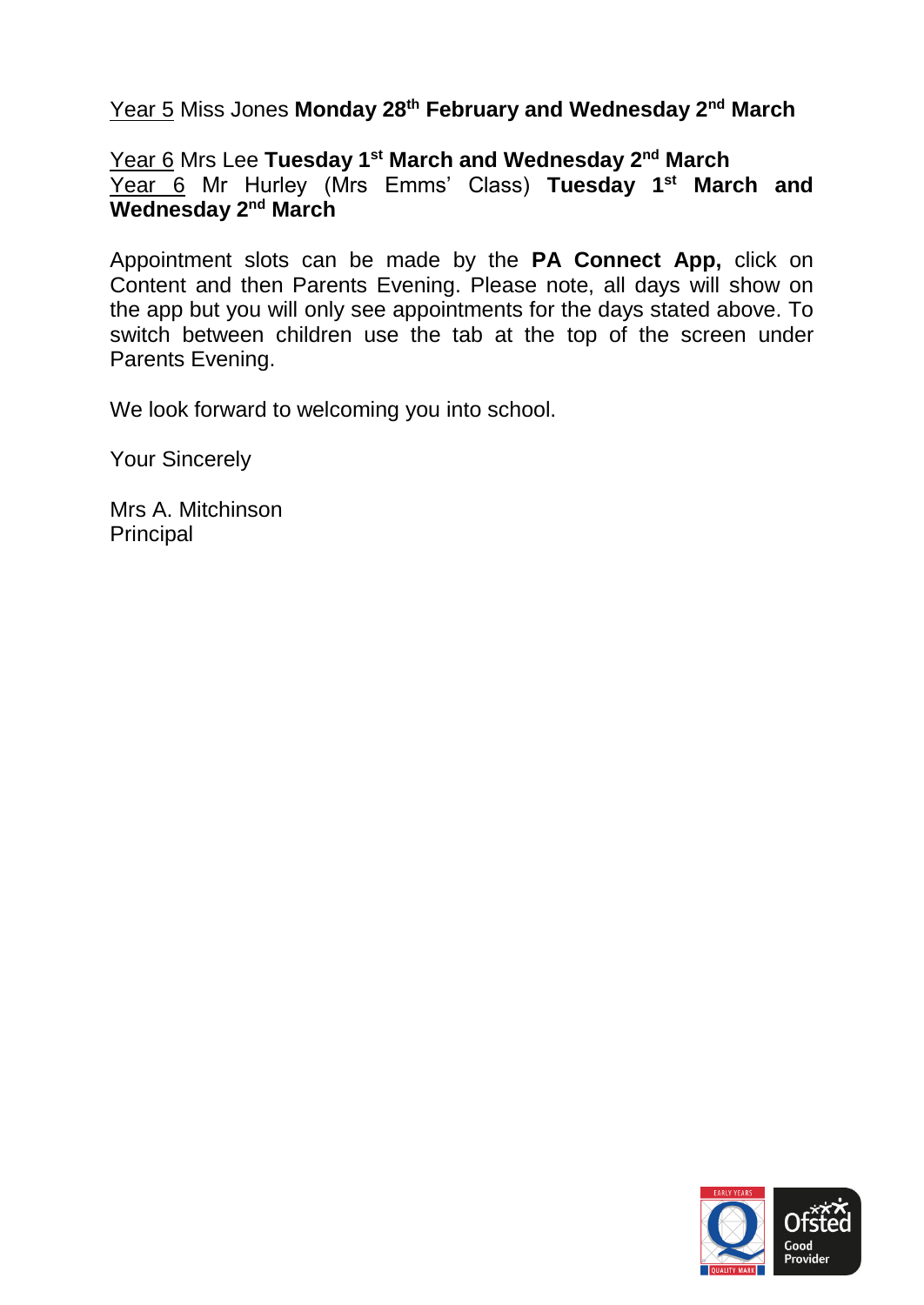Year 5 Miss Jones **Monday 28th February and Wednesday 2nd March**

Year 6 Mrs Lee **Tuesday 1st March and Wednesday 2nd March**
Year 6 Mr Hurley (Mrs Emms' Class) **Tuesday 1st March and Wednesday 2nd March**

Appointment slots can be made by the **PA Connect App,** click on Content and then Parents Evening. Please note, all days will show on the app but you will only see appointments for the days stated above. To switch between children use the tab at the top of the screen under Parents Evening.

We look forward to welcoming you into school.

Your Sincerely

Mrs A. Mitchinson
Principal